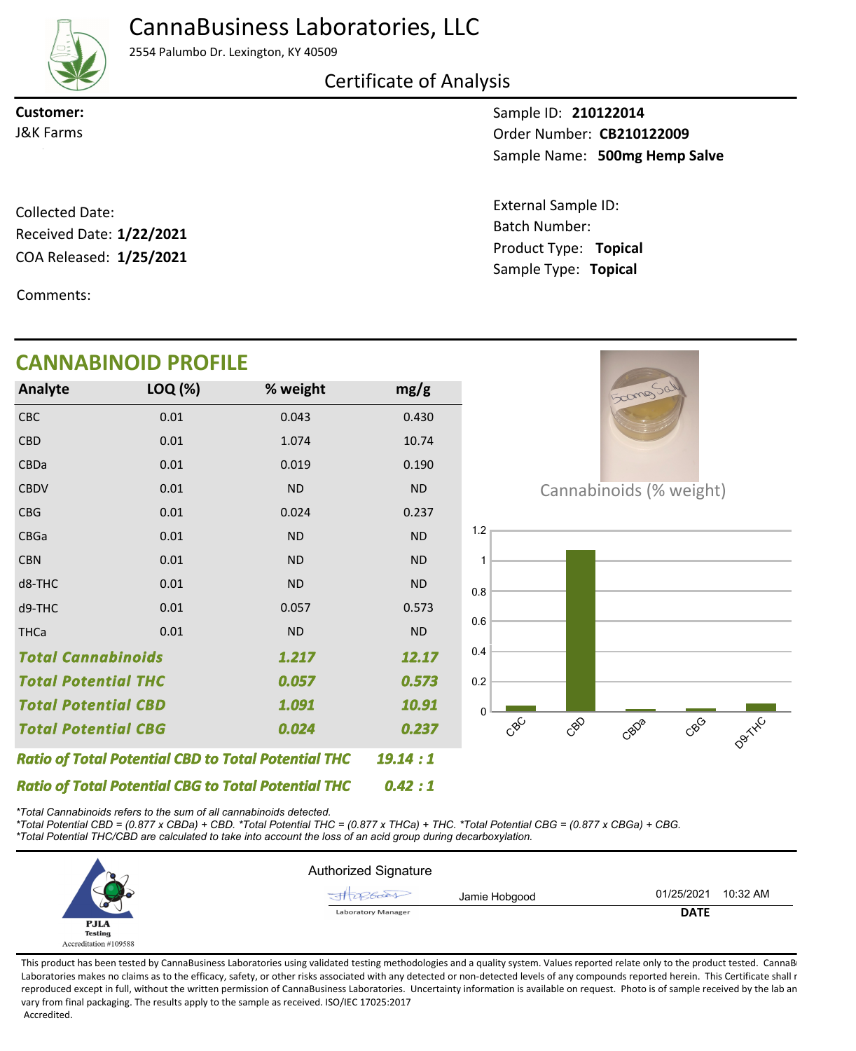# CannaBusiness Laboratories, LLC

2554 Palumbo Dr. Lexington, KY 40509

## Certificate of Analysis

**Customer:**
J&K Farms

Sample ID: **210122014**
Order Number: **CB210122009**
Sample Name: **500mg Hemp Salve**

Collected Date:
Received Date: **1/22/2021**
COA Released: **1/25/2021**

External Sample ID:
Batch Number:
Product Type: **Topical**
Sample Type: **Topical**

Comments:

## CANNABINOID PROFILE

| Analyte | LOQ (%) | % weight | mg/g |
|---|---|---|---|
| CBC | 0.01 | 0.043 | 0.430 |
| CBD | 0.01 | 1.074 | 10.74 |
| CBDa | 0.01 | 0.019 | 0.190 |
| CBDV | 0.01 | ND | ND |
| CBG | 0.01 | 0.024 | 0.237 |
| CBGa | 0.01 | ND | ND |
| CBN | 0.01 | ND | ND |
| d8-THC | 0.01 | ND | ND |
| d9-THC | 0.01 | 0.057 | 0.573 |
| THCa | 0.01 | ND | ND |
| ***Total Cannabinoids*** | | ***1.217*** | ***12.17*** |
| ***Total Potential THC*** | | ***0.057*** | ***0.573*** |
| ***Total Potential CBD*** | | ***1.091*** | ***10.91*** |
| ***Total Potential CBG*** | | ***0.024*** | ***0.237*** |

***Ratio of Total Potential CBD to Total Potential THC*** ***19.14 : 1***

***Ratio of Total Potential CBG to Total Potential THC*** ***0.42 : 1***

Cannabinoids (% weight)

*\*Total Cannabinoids refers to the sum of all cannabinoids detected.*
*\*Total Potential CBD = (0.877 x CBDa) + CBD. \*Total Potential THC = (0.877 x THCa) + THC. \*Total Potential CBG = (0.877 x CBGa) + CBG.*
*\*Total Potential THC/CBD are calculated to take into account the loss of an acid group during decarboxylation.*

PJLA Testing
Accreditation #109588

Authorized Signature

Jamie Hobgood — Laboratory Manager — 01/25/2021 10:32 AM

**DATE**

This product has been tested by CannaBusiness Laboratories using validated testing methodologies and a quality system. Values reported relate only to the product tested. CannaBusiness Laboratories makes no claims as to the efficacy, safety, or other risks associated with any detected or non-detected levels of any compounds reported herein. This Certificate shall not be reproduced except in full, without the written permission of CannaBusiness Laboratories. Uncertainty information is available on request. Photo is of sample received by the lab and may vary from final packaging. The results apply to the sample as received. ISO/IEC 17025:2017 Accredited.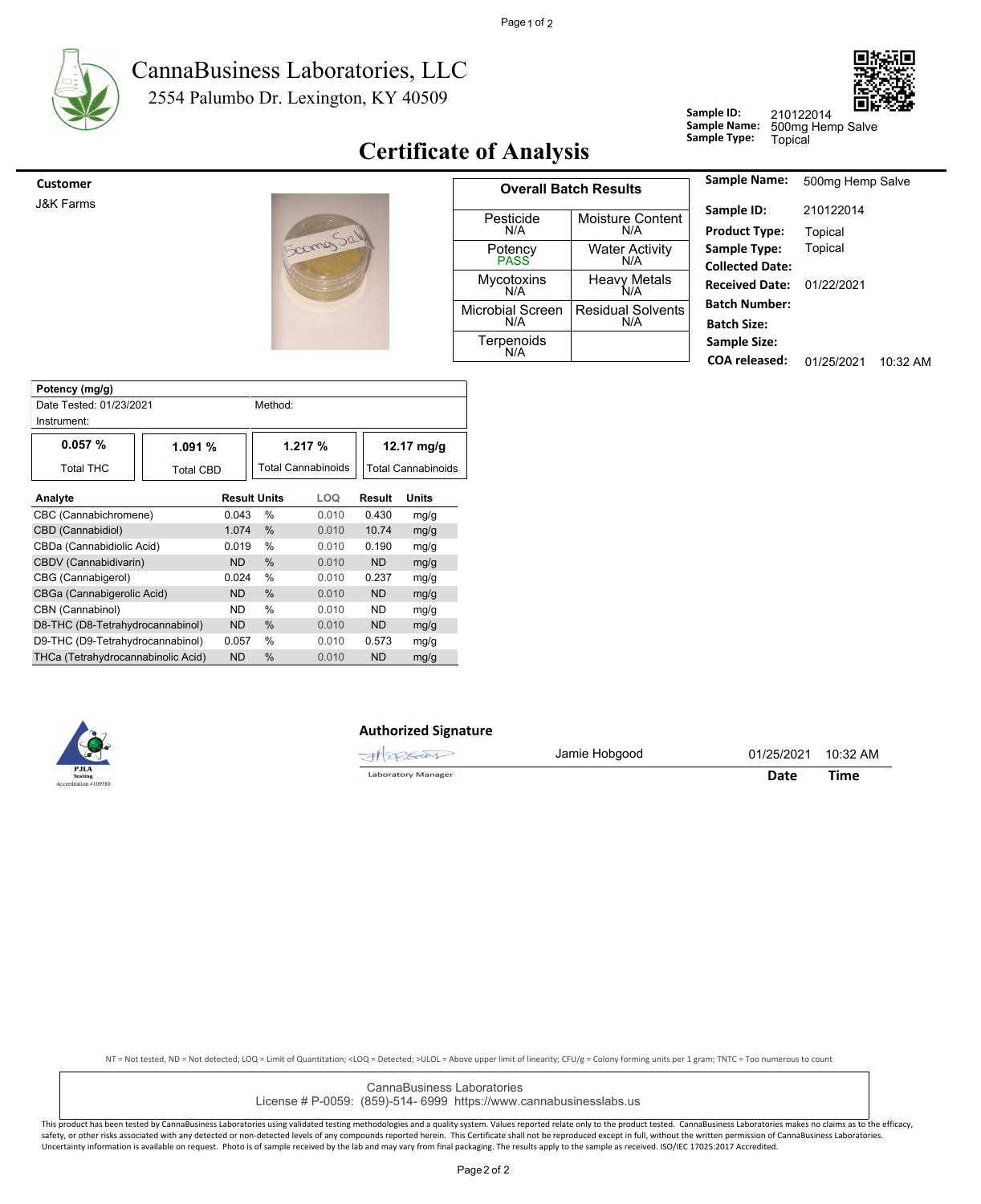# CannaBusiness Laboratories, LLC

2554 Palumbo Dr. Lexington, KY 40509

**Sample ID:** 210122014
**Sample Name:** 500mg Hemp Salve
**Sample Type:** Topical

# Certificate of Analysis

**Customer**

J&K Farms

| Overall Batch Results | |
|---|---|
| Pesticide N/A | Moisture Content N/A |
| Potency PASS | Water Activity N/A |
| Mycotoxins N/A | Heavy Metals N/A |
| Microbial Screen N/A | Residual Solvents N/A |
| Terpenoids N/A | |

| | |
|---|---|
| **Sample Name:** | 500mg Hemp Salve |
| **Sample ID:** | 210122014 |
| **Product Type:** | Topical |
| **Sample Type:** | Topical |
| **Collected Date:** | |
| **Received Date:** | 01/22/2021 |
| **Batch Number:** | |
| **Batch Size:** | |
| **Sample Size:** | |
| **COA released:** | 01/25/2021 10:32 AM |

**Potency (mg/g)**

Date Tested: 01/23/2021 Method:

Instrument:

| 0.057 % | 1.091 % | 1.217 % | 12.17 mg/g |
|---|---|---|---|
| Total THC | Total CBD | Total Cannabinoids | Total Cannabinoids |

| Analyte | Result | Units | LOQ | Result | Units |
|---|---|---|---|---|---|
| CBC (Cannabichromene) | 0.043 | % | 0.010 | 0.430 | mg/g |
| CBD (Cannabidiol) | 1.074 | % | 0.010 | 10.74 | mg/g |
| CBDa (Cannabidiolic Acid) | 0.019 | % | 0.010 | 0.190 | mg/g |
| CBDV (Cannabidivarin) | ND | % | 0.010 | ND | mg/g |
| CBG (Cannabigerol) | 0.024 | % | 0.010 | 0.237 | mg/g |
| CBGa (Cannabigerolic Acid) | ND | % | 0.010 | ND | mg/g |
| CBN (Cannabinol) | ND | % | 0.010 | ND | mg/g |
| D8-THC (D8-Tetrahydrocannabinol) | ND | % | 0.010 | ND | mg/g |
| D9-THC (D9-Tetrahydrocannabinol) | 0.057 | % | 0.010 | 0.573 | mg/g |
| THCa (Tetrahydrocannabinolic Acid) | ND | % | 0.010 | ND | mg/g |

PJLA Testing Accreditation #109588

**Authorized Signature**

Jamie Hobgood — Laboratory Manager — 01/25/2021 10:32 AM

| Date | Time |
|---|---|
| 01/25/2021 | 10:32 AM |

NT = Not tested, ND = Not detected; LOQ = Limit of Quantitation; <LOQ = Detected; >ULOL = Above upper limit of linearity; CFU/g = Colony forming units per 1 gram; TNTC = Too numerous to count

CannaBusiness Laboratories
License # P-0059: (859)-514- 6999 https://www.cannabusinesslabs.us

This product has been tested by CannaBusiness Laboratories using validated testing methodologies and a quality system. Values reported relate only to the product tested. CannaBusiness Laboratories makes no claims as to the efficacy, safety, or other risks associated with any detected or non-detected levels of any compounds reported herein. This Certificate shall not be reproduced except in full, without the written permission of CannaBusiness Laboratories. Uncertainty information is available on request. Photo is of sample received by the lab and may vary from final packaging. The results apply to the sample as received. ISO/IEC 17025:2017 Accredited.